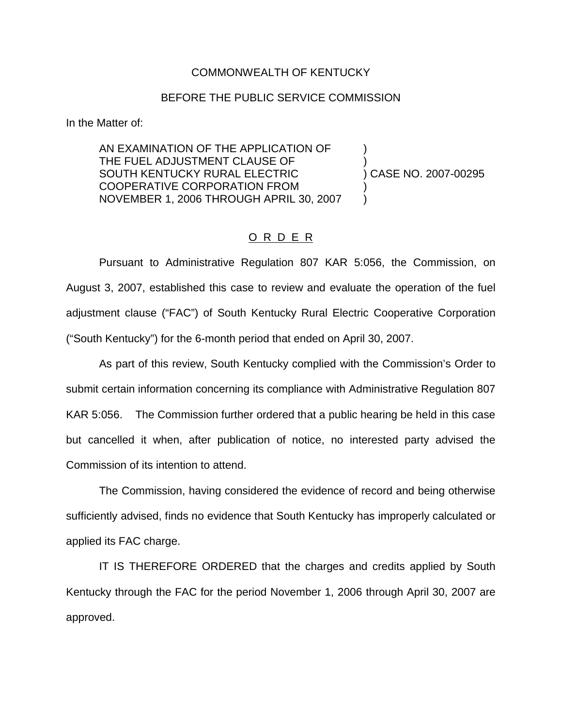COMMONWEALTH OF KENTUCKY

BEFORE THE PUBLIC SERVICE COMMISSION

In the Matter of:

AN EXAMINATION OF THE APPLICATION OF )
THE FUEL ADJUSTMENT CLAUSE OF )
SOUTH KENTUCKY RURAL ELECTRIC ) CASE NO. 2007-00295
COOPERATIVE CORPORATION FROM )
NOVEMBER 1, 2006 THROUGH APRIL 30, 2007 )

## O R D E R

Pursuant to Administrative Regulation 807 KAR 5:056, the Commission, on August 3, 2007, established this case to review and evaluate the operation of the fuel adjustment clause ("FAC") of South Kentucky Rural Electric Cooperative Corporation ("South Kentucky") for the 6-month period that ended on April 30, 2007.

As part of this review, South Kentucky complied with the Commission's Order to submit certain information concerning its compliance with Administrative Regulation 807 KAR 5:056. The Commission further ordered that a public hearing be held in this case but cancelled it when, after publication of notice, no interested party advised the Commission of its intention to attend.

The Commission, having considered the evidence of record and being otherwise sufficiently advised, finds no evidence that South Kentucky has improperly calculated or applied its FAC charge.

IT IS THEREFORE ORDERED that the charges and credits applied by South Kentucky through the FAC for the period November 1, 2006 through April 30, 2007 are approved.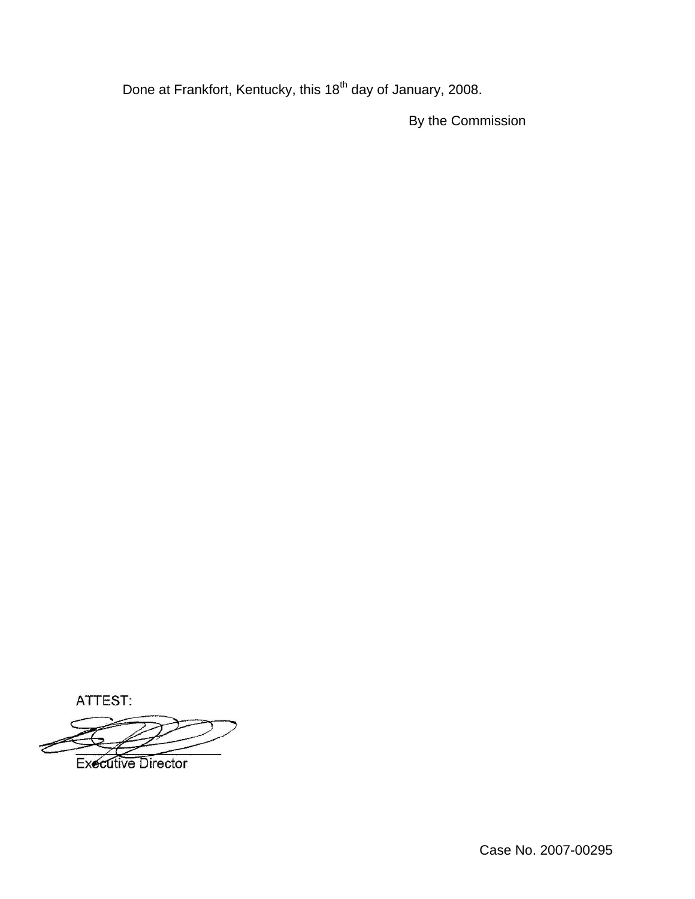Done at Frankfort, Kentucky, this 18th day of January, 2008.

By the Commission

ATTEST:

Executive Director

Case No. 2007-00295